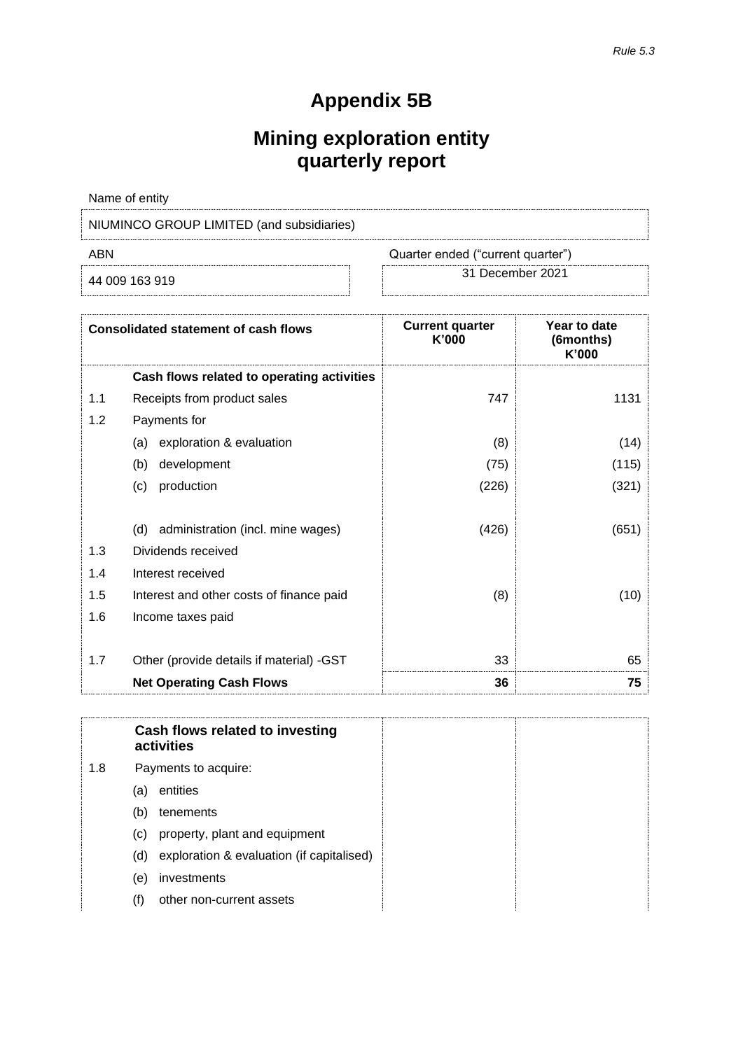*Rule 5.3*

# Appendix 5B

## Mining exploration entity quarterly report

Name of entity

| NIUMINCO GROUP LIMITED (and subsidiaries) |
|---|

| ABN | Quarter ended ("current quarter") |
|---|---|
| 44 009 163 919 | 31 December 2021 |

| | Consolidated statement of cash flows | Current quarter K'000 | Year to date (6months) K'000 |
|---|---|---|---|
| | **Cash flows related to operating activities** | | |
| 1.1 | Receipts from product sales | 747 | 1131 |
| 1.2 | Payments for | | |
| | (a) exploration & evaluation | (8) | (14) |
| | (b) development | (75) | (115) |
| | (c) production | (226) | (321) |
| | (d) administration (incl. mine wages) | (426) | (651) |
| 1.3 | Dividends received | | |
| 1.4 | Interest received | | |
| 1.5 | Interest and other costs of finance paid | (8) | (10) |
| 1.6 | Income taxes paid | | |
| 1.7 | Other (provide details if material) -GST | 33 | 65 |
| | **Net Operating Cash Flows** | **36** | **75** |

| | | | |
|---|---|---|---|
| | **Cash flows related to investing activities** | | |
| 1.8 | Payments to acquire: | | |
| | (a) entities | | |
| | (b) tenements | | |
| | (c) property, plant and equipment | | |
| | (d) exploration & evaluation (if capitalised) | | |
| | (e) investments | | |
| | (f) other non-current assets | | |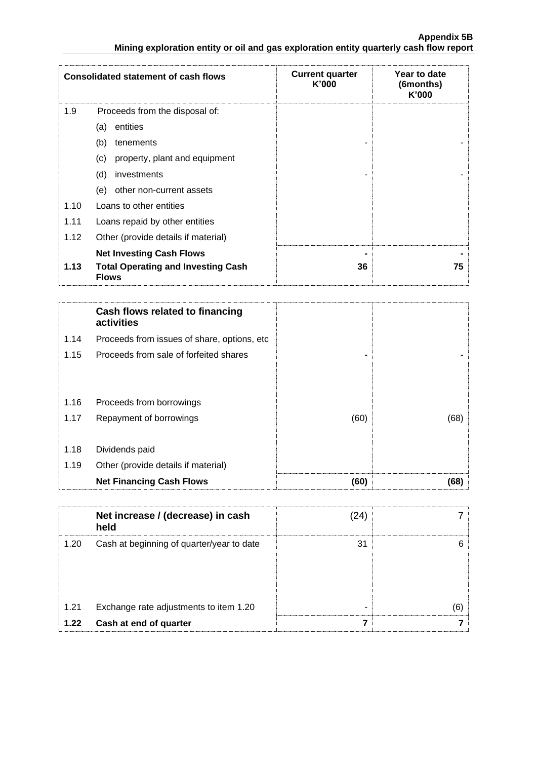**Appendix 5B**
**Mining exploration entity or oil and gas exploration entity quarterly cash flow report**

| | Consolidated statement of cash flows | Current quarter K'000 | Year to date (6months) K'000 |
|---|---|---|---|
| 1.9 | Proceeds from the disposal of: | | |
| | (a) entities | | |
| | (b) tenements | - | - |
| | (c) property, plant and equipment | | |
| | (d) investments | - | - |
| | (e) other non-current assets | | |
| 1.10 | Loans to other entities | | |
| 1.11 | Loans repaid by other entities | | |
| 1.12 | Other (provide details if material) | | |
| | **Net Investing Cash Flows** | **-** | **-** |
| **1.13** | **Total Operating and Investing Cash Flows** | **36** | **75** |

| | Cash flows related to financing activities | | |
|---|---|---|---|
| 1.14 | Proceeds from issues of share, options, etc | | |
| 1.15 | Proceeds from sale of forfeited shares | - | - |
| 1.16 | Proceeds from borrowings | | |
| 1.17 | Repayment of borrowings | (60) | (68) |
| 1.18 | Dividends paid | | |
| 1.19 | Other (provide details if material) | | |
| | **Net Financing Cash Flows** | **(60)** | **(68)** |

| | | | |
|---|---|---|---|
| | **Net increase / (decrease) in cash held** | (24) | 7 |
| 1.20 | Cash at beginning of quarter/year to date | 31 | 6 |
| 1.21 | Exchange rate adjustments to item 1.20 | - | (6) |
| **1.22** | **Cash at end of quarter** | **7** | **7** |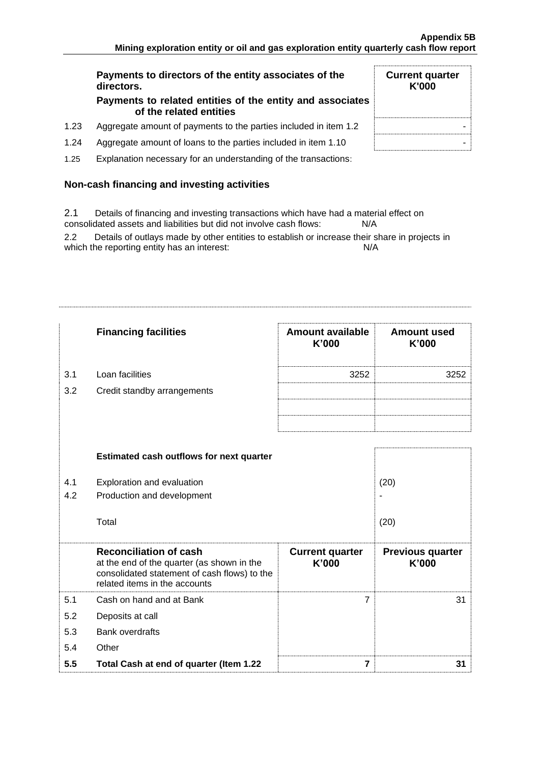| | **Payments to directors of the entity associates of the directors.** **Payments to related entities of the entity and associates of the related entities** | **Current quarter K'000** |
|---|---|---|
| 1.23 | Aggregate amount of payments to the parties included in item 1.2 | - |
| 1.24 | Aggregate amount of loans to the parties included in item 1.10 | - |

1.25 Explanation necessary for an understanding of the transactions:

## Non-cash financing and investing activities

2.1 Details of financing and investing transactions which have had a material effect on consolidated assets and liabilities but did not involve cash flows: N/A

2.2 Details of outlays made by other entities to establish or increase their share in projects in which the reporting entity has an interest: N/A

| | **Financing facilities** | **Amount available K'000** | **Amount used K'000** |
|---|---|---|---|
| 3.1 | Loan facilities | 3252 | 3252 |
| 3.2 | Credit standby arrangements | | |
| | | | |
| | | | |

| | **Estimated cash outflows for next quarter** | |
|---|---|---|
| 4.1 | Exploration and evaluation | (20) |
| 4.2 | Production and development | - |
| | Total | (20) |

| | **Reconciliation of cash** at the end of the quarter (as shown in the consolidated statement of cash flows) to the related items in the accounts | **Current quarter K'000** | **Previous quarter K'000** |
|---|---|---|---|
| 5.1 | Cash on hand and at Bank | 7 | 31 |
| 5.2 | Deposits at call | | |
| 5.3 | Bank overdrafts | | |
| 5.4 | Other | | |
| **5.5** | **Total Cash at end of quarter (Item 1.22** | **7** | **31** |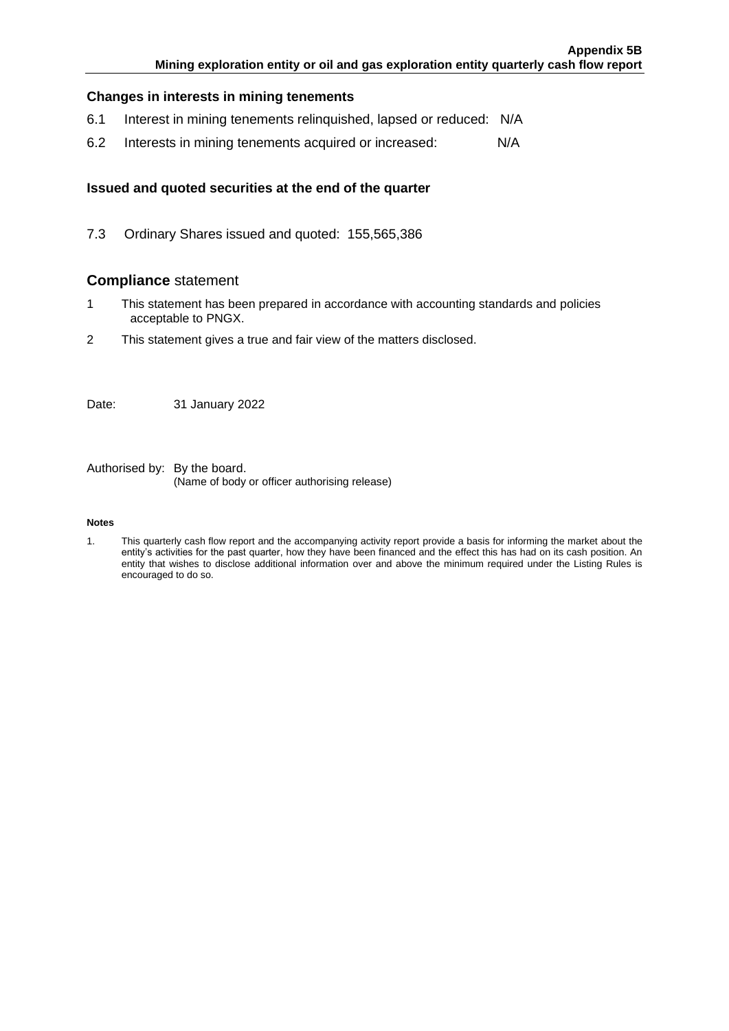### Changes in interests in mining tenements

6.1 Interest in mining tenements relinquished, lapsed or reduced: N/A

6.2 Interests in mining tenements acquired or increased: N/A

### Issued and quoted securities at the end of the quarter

7.3 Ordinary Shares issued and quoted: 155,565,386

## **Compliance** statement

1 This statement has been prepared in accordance with accounting standards and policies acceptable to PNGX.

2 This statement gives a true and fair view of the matters disclosed.

Date: 31 January 2022

Authorised by: By the board.
(Name of body or officer authorising release)

**Notes**

1. This quarterly cash flow report and the accompanying activity report provide a basis for informing the market about the entity's activities for the past quarter, how they have been financed and the effect this has had on its cash position. An entity that wishes to disclose additional information over and above the minimum required under the Listing Rules is encouraged to do so.